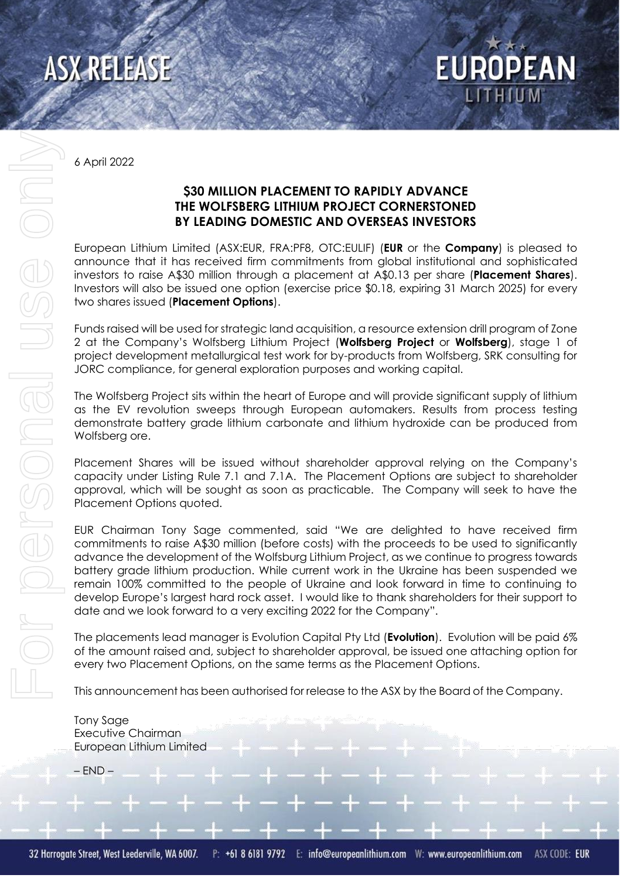ASX RELEASE

6 April 2022

## $30 MILLION PLACEMENT TO RAPIDLY ADVANCE THE WOLFSBERG LITHIUM PROJECT CORNERSTONED BY LEADING DOMESTIC AND OVERSEAS INVESTORS

European Lithium Limited (ASX:EUR, FRA:PF8, OTC:EULIF) (**EUR** or the **Company**) is pleased to announce that it has received firm commitments from global institutional and sophisticated investors to raise A$30 million through a placement at A$0.13 per share (**Placement Shares**). Investors will also be issued one option (exercise price $0.18, expiring 31 March 2025) for every two shares issued (**Placement Options**).

Funds raised will be used for strategic land acquisition, a resource extension drill program of Zone 2 at the Company's Wolfsberg Lithium Project (**Wolfsberg Project** or **Wolfsberg**), stage 1 of project development metallurgical test work for by-products from Wolfsberg, SRK consulting for JORC compliance, for general exploration purposes and working capital.

The Wolfsberg Project sits within the heart of Europe and will provide significant supply of lithium as the EV revolution sweeps through European automakers. Results from process testing demonstrate battery grade lithium carbonate and lithium hydroxide can be produced from Wolfsberg ore.

Placement Shares will be issued without shareholder approval relying on the Company's capacity under Listing Rule 7.1 and 7.1A. The Placement Options are subject to shareholder approval, which will be sought as soon as practicable. The Company will seek to have the Placement Options quoted.

EUR Chairman Tony Sage commented, said "We are delighted to have received firm commitments to raise A$30 million (before costs) with the proceeds to be used to significantly advance the development of the Wolfsburg Lithium Project, as we continue to progress towards battery grade lithium production. While current work in the Ukraine has been suspended we remain 100% committed to the people of Ukraine and look forward in time to continuing to develop Europe's largest hard rock asset. I would like to thank shareholders for their support to date and we look forward to a very exciting 2022 for the Company".

The placements lead manager is Evolution Capital Pty Ltd (**Evolution**). Evolution will be paid 6% of the amount raised and, subject to shareholder approval, be issued one attaching option for every two Placement Options, on the same terms as the Placement Options.

This announcement has been authorised for release to the ASX by the Board of the Company.

Tony Sage
Executive Chairman
European Lithium Limited

– END –

32 Harrogate Street, West Leederville, WA 6007. P: +61 8 6181 9792 E: info@europeanlithium.com W: www.europeanlithium.com ASX CODE: EUR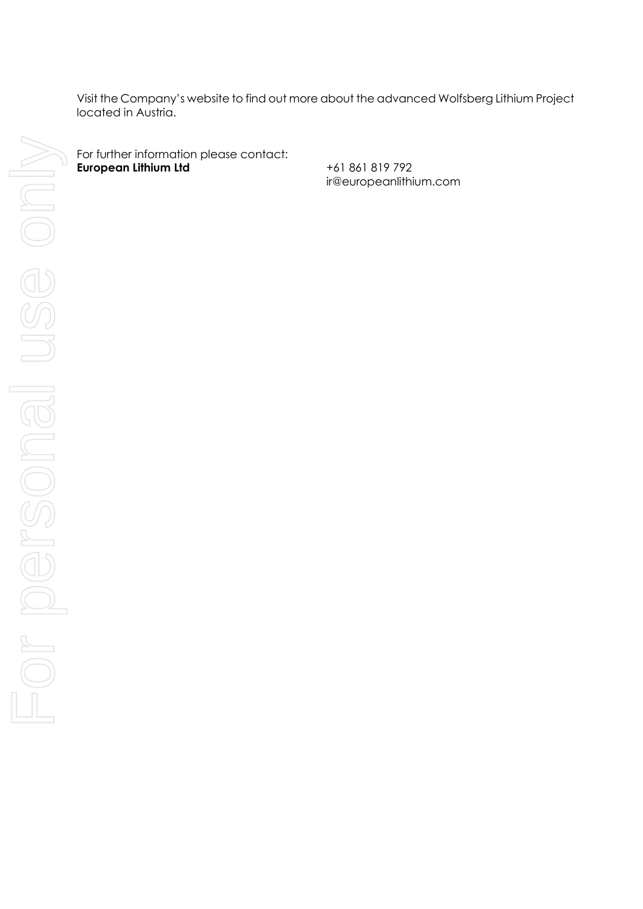Visit the Company's website to find out more about the advanced Wolfsberg Lithium Project located in Austria.

For further information please contact:

**European Lithium Ltd**

+61 861 819 792
ir@europeanlithium.com